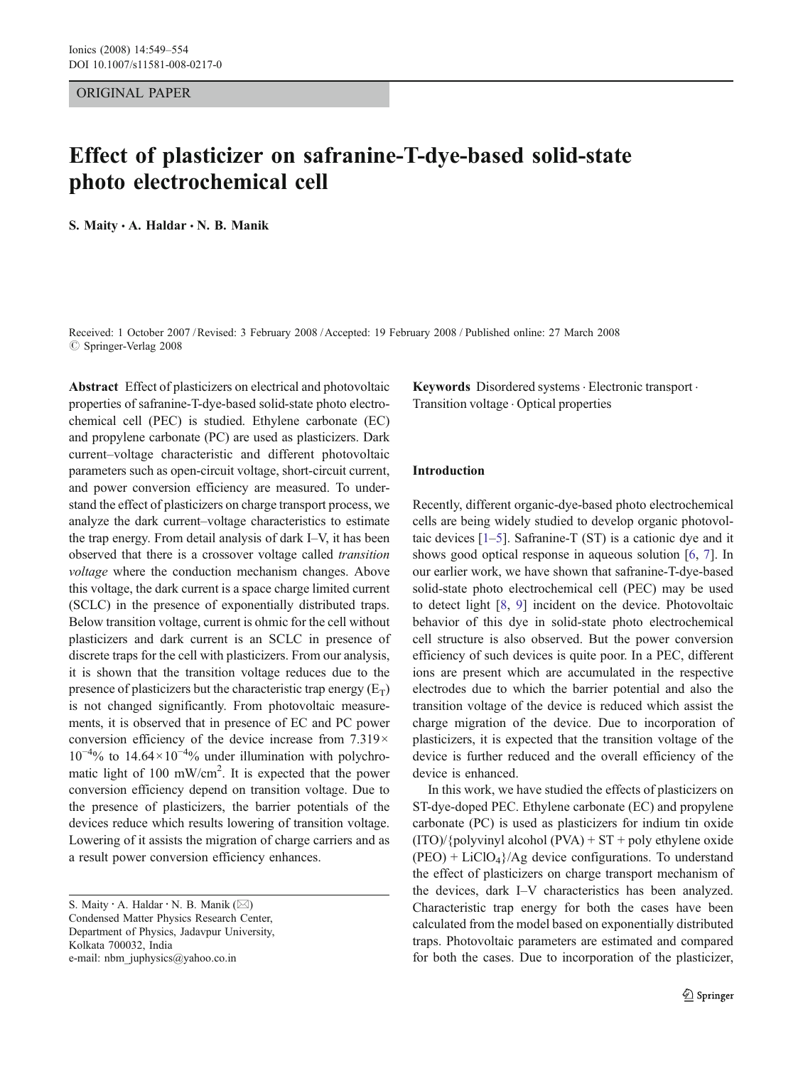ORIGINAL PAPER

# Effect of plasticizer on safranine-T-dye-based solid-state photo electrochemical cell

**S. Maity · A. Haldar · N. B. Manik**

Received: 1 October 2007 / Revised: 3 February 2008 / Accepted: 19 February 2008 / Published online: 27 March 2008
© Springer-Verlag 2008

**Abstract** Effect of plasticizers on electrical and photovoltaic properties of safranine-T-dye-based solid-state photo electrochemical cell (PEC) is studied. Ethylene carbonate (EC) and propylene carbonate (PC) are used as plasticizers. Dark current–voltage characteristic and different photovoltaic parameters such as open-circuit voltage, short-circuit current, and power conversion efficiency are measured. To understand the effect of plasticizers on charge transport process, we analyze the dark current–voltage characteristics to estimate the trap energy. From detail analysis of dark I–V, it has been observed that there is a crossover voltage called *transition voltage* where the conduction mechanism changes. Above this voltage, the dark current is a space charge limited current (SCLC) in the presence of exponentially distributed traps. Below transition voltage, current is ohmic for the cell without plasticizers and dark current is an SCLC in presence of discrete traps for the cell with plasticizers. From our analysis, it is shown that the transition voltage reduces due to the presence of plasticizers but the characteristic trap energy ($E_T$) is not changed significantly. From photovoltaic measurements, it is observed that in presence of EC and PC power conversion efficiency of the device increase from $7.319\times 10^{-4}$% to $14.64\times 10^{-4}$% under illumination with polychromatic light of 100 mW/cm$^2$. It is expected that the power conversion efficiency depend on transition voltage. Due to the presence of plasticizers, the barrier potentials of the devices reduce which results lowering of transition voltage. Lowering of it assists the migration of charge carriers and as a result power conversion efficiency enhances.

**Keywords** Disordered systems · Electronic transport · Transition voltage · Optical properties

S. Maity · A. Haldar · N. B. Manik (✉)
Condensed Matter Physics Research Center,
Department of Physics, Jadavpur University,
Kolkata 700032, India
e-mail: nbm_juphysics@yahoo.co.in

## Introduction

Recently, different organic-dye-based photo electrochemical cells are being widely studied to develop organic photovoltaic devices [1–5]. Safranine-T (ST) is a cationic dye and it shows good optical response in aqueous solution [6, 7]. In our earlier work, we have shown that safranine-T-dye-based solid-state photo electrochemical cell (PEC) may be used to detect light [8, 9] incident on the device. Photovoltaic behavior of this dye in solid-state photo electrochemical cell structure is also observed. But the power conversion efficiency of such devices is quite poor. In a PEC, different ions are present which are accumulated in the respective electrodes due to which the barrier potential and also the transition voltage of the device is reduced which assist the charge migration of the device. Due to incorporation of plasticizers, it is expected that the transition voltage of the device is further reduced and the overall efficiency of the device is enhanced.

In this work, we have studied the effects of plasticizers on ST-dye-doped PEC. Ethylene carbonate (EC) and propylene carbonate (PC) is used as plasticizers for indium tin oxide (ITO)/{polyvinyl alcohol (PVA) + ST + poly ethylene oxide (PEO) + $LiClO_4$}/Ag device configurations. To understand the effect of plasticizers on charge transport mechanism of the devices, dark I–V characteristics has been analyzed. Characteristic trap energy for both the cases have been calculated from the model based on exponentially distributed traps. Photovoltaic parameters are estimated and compared for both the cases. Due to incorporation of the plasticizer,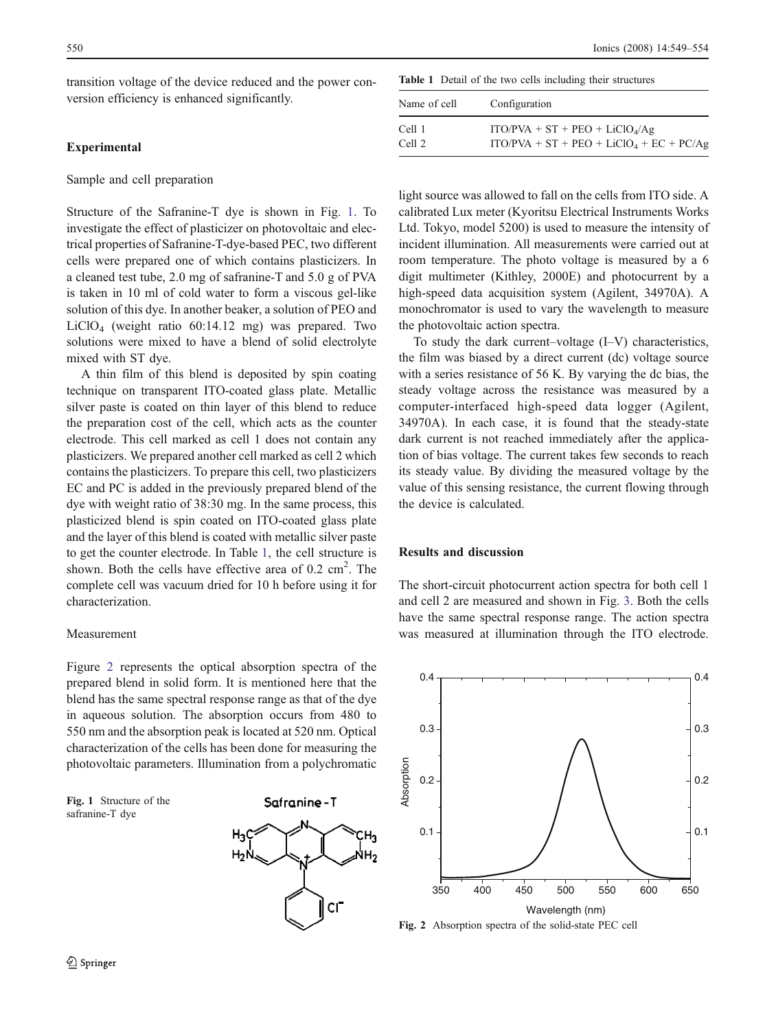transition voltage of the device reduced and the power conversion efficiency is enhanced significantly.

## Experimental

### Sample and cell preparation

Structure of the Safranine-T dye is shown in Fig. 1. To investigate the effect of plasticizer on photovoltaic and electrical properties of Safranine-T-dye-based PEC, two different cells were prepared one of which contains plasticizers. In a cleaned test tube, 2.0 mg of safranine-T and 5.0 g of PVA is taken in 10 ml of cold water to form a viscous gel-like solution of this dye. In another beaker, a solution of PEO and $LiClO_4$ (weight ratio 60:14.12 mg) was prepared. Two solutions were mixed to have a blend of solid electrolyte mixed with ST dye.

A thin film of this blend is deposited by spin coating technique on transparent ITO-coated glass plate. Metallic silver paste is coated on thin layer of this blend to reduce the preparation cost of the cell, which acts as the counter electrode. This cell marked as cell 1 does not contain any plasticizers. We prepared another cell marked as cell 2 which contains the plasticizers. To prepare this cell, two plasticizers EC and PC is added in the previously prepared blend of the dye with weight ratio of 38:30 mg. In the same process, this plasticized blend is spin coated on ITO-coated glass plate and the layer of this blend is coated with metallic silver paste to get the counter electrode. In Table 1, the cell structure is shown. Both the cells have effective area of 0.2 $cm^2$. The complete cell was vacuum dried for 10 h before using it for characterization.

Fig. 1 Structure of the safranine-T dye

### Measurement

Figure 2 represents the optical absorption spectra of the prepared blend in solid form. It is mentioned here that the blend has the same spectral response range as that of the dye in aqueous solution. The absorption occurs from 480 to 550 nm and the absorption peak is located at 520 nm. Optical characterization of the cells has been done for measuring the photovoltaic parameters. Illumination from a polychromatic light source was allowed to fall on the cells from ITO side. A calibrated Lux meter (Kyoritsu Electrical Instruments Works Ltd. Tokyo, model 5200) is used to measure the intensity of incident illumination. All measurements were carried out at room temperature. The photo voltage is measured by a 6 digit multimeter (Kithley, 2000E) and photocurrent by a high-speed data acquisition system (Agilent, 34970A). A monochromator is used to vary the wavelength to measure the photovoltaic action spectra.

**Table 1** Detail of the two cells including their structures

| Name of cell | Configuration |
|---|---|
| Cell 1 | ITO/PVA + ST + PEO + $LiClO_4$/Ag |
| Cell 2 | ITO/PVA + ST + PEO + $LiClO_4$ + EC + PC/Ag |

To study the dark current–voltage (I–V) characteristics, the film was biased by a direct current (dc) voltage source with a series resistance of 56 K. By varying the dc bias, the steady voltage across the resistance was measured by a computer-interfaced high-speed data logger (Agilent, 34970A). In each case, it is found that the steady-state dark current is not reached immediately after the application of bias voltage. The current takes few seconds to reach its steady value. By dividing the measured voltage by the value of this sensing resistance, the current flowing through the device is calculated.

## Results and discussion

The short-circuit photocurrent action spectra for both cell 1 and cell 2 are measured and shown in Fig. 3. Both the cells have the same spectral response range. The action spectra was measured at illumination through the ITO electrode.

Fig. 2 Absorption spectra of the solid-state PEC cell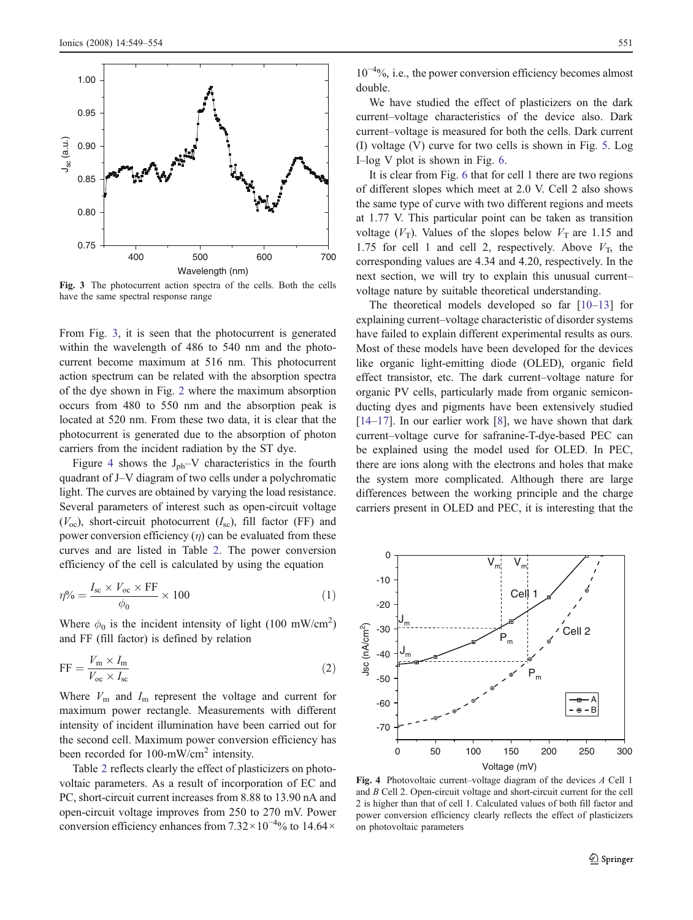Fig. 3 The photocurrent action spectra of the cells. Both the cells have the same spectral response range

From Fig. 3, it is seen that the photocurrent is generated within the wavelength of 486 to 540 nm and the photocurrent become maximum at 516 nm. This photocurrent action spectrum can be related with the absorption spectra of the dye shown in Fig. 2 where the maximum absorption occurs from 480 to 550 nm and the absorption peak is located at 520 nm. From these two data, it is clear that the photocurrent is generated due to the absorption of photon carriers from the incident radiation by the ST dye.

Figure 4 shows the $J_{ph}$–V characteristics in the fourth quadrant of J–V diagram of two cells under a polychromatic light. The curves are obtained by varying the load resistance. Several parameters of interest such as open-circuit voltage ($V_{oc}$), short-circuit photocurrent ($I_{sc}$), fill factor (FF) and power conversion efficiency ($\eta$) can be evaluated from these curves and are listed in Table 2. The power conversion efficiency of the cell is calculated by using the equation

$$\eta\% = \frac{I_{sc} \times V_{oc} \times \mathrm{FF}}{\phi_0} \times 100 \tag{1}$$

Where $\phi_0$ is the incident intensity of light (100 mW/cm$^2$) and FF (fill factor) is defined by relation

$$\mathrm{FF} = \frac{V_m \times I_m}{V_{oc} \times I_{sc}} \tag{2}$$

Where $V_m$ and $I_m$ represent the voltage and current for maximum power rectangle. Measurements with different intensity of incident illumination have been carried out for the second cell. Maximum power conversion efficiency has been recorded for 100-mW/cm$^2$ intensity.

Table 2 reflects clearly the effect of plasticizers on photovoltaic parameters. As a result of incorporation of EC and PC, short-circuit current increases from 8.88 to 13.90 nA and open-circuit voltage improves from 250 to 270 mV. Power conversion efficiency enhances from $7.32\times10^{-4}$% to $14.64\times10^{-4}$%, i.e., the power conversion efficiency becomes almost double.

We have studied the effect of plasticizers on the dark current–voltage characteristics of the device also. Dark current–voltage is measured for both the cells. Dark current (I) voltage (V) curve for two cells is shown in Fig. 5. Log I–log V plot is shown in Fig. 6.

It is clear from Fig. 6 that for cell 1 there are two regions of different slopes which meet at 2.0 V. Cell 2 also shows the same type of curve with two different regions and meets at 1.77 V. This particular point can be taken as transition voltage ($V_T$). Values of the slopes below $V_T$ are 1.15 and 1.75 for cell 1 and cell 2, respectively. Above $V_T$, the corresponding values are 4.34 and 4.20, respectively. In the next section, we will try to explain this unusual current–voltage nature by suitable theoretical understanding.

The theoretical models developed so far [10–13] for explaining current–voltage characteristic of disorder systems have failed to explain different experimental results as ours. Most of these models have been developed for the devices like organic light-emitting diode (OLED), organic field effect transistor, etc. The dark current–voltage nature for organic PV cells, particularly made from organic semiconducting dyes and pigments have been extensively studied [14–17]. In our earlier work [8], we have shown that dark current–voltage curve for safranine-T-dye-based PEC can be explained using the model used for OLED. In PEC, there are ions along with the electrons and holes that make the system more complicated. Although there are large differences between the working principle and the charge carriers present in OLED and PEC, it is interesting that the

Fig. 4 Photovoltaic current–voltage diagram of the devices *A* Cell 1 and *B* Cell 2. Open-circuit voltage and short-circuit current for the cell 2 is higher than that of cell 1. Calculated values of both fill factor and power conversion efficiency clearly reflects the effect of plasticizers on photovoltaic parameters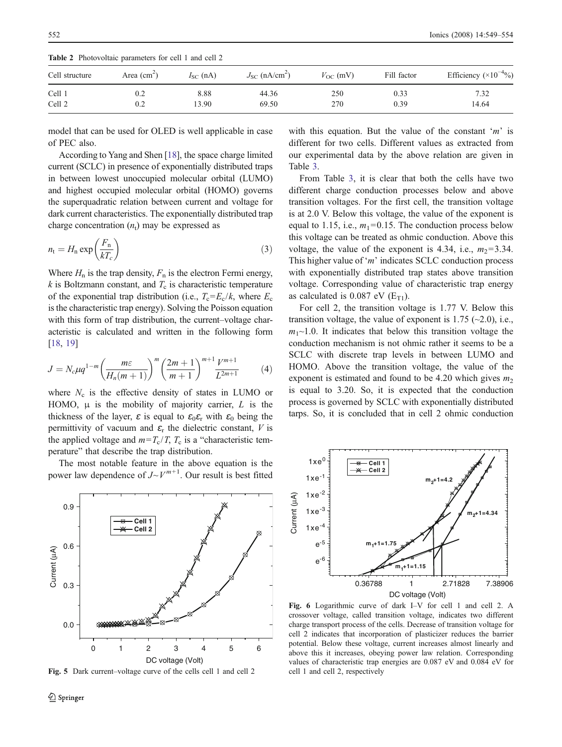**Table 2** Photovoltaic parameters for cell 1 and cell 2

| Cell structure | Area ($cm^2$) | $I_{SC}$ (nA) | $J_{SC}$ (nA/$cm^2$) | $V_{OC}$ (mV) | Fill factor | Efficiency ($\times 10^{-4}$%) |
|---|---|---|---|---|---|---|
| Cell 1 | 0.2 | 8.88 | 44.36 | 250 | 0.33 | 7.32 |
| Cell 2 | 0.2 | 13.90 | 69.50 | 270 | 0.39 | 14.64 |

model that can be used for OLED is well applicable in case of PEC also.

According to Yang and Shen [18], the space charge limited current (SCLC) in presence of exponentially distributed traps in between lowest unoccupied molecular orbital (LUMO) and highest occupied molecular orbital (HOMO) governs the superquadratic relation between current and voltage for dark current characteristics. The exponentially distributed trap charge concentration ($n_t$) may be expressed as

$$n_t = H_n \exp\left(\frac{F_n}{kT_c}\right) \tag{3}$$

Where $H_n$ is the trap density, $F_n$ is the electron Fermi energy, $k$ is Boltzmann constant, and $T_c$ is characteristic temperature of the exponential trap distribution (i.e., $T_c=E_c/k$, where $E_c$ is the characteristic trap energy). Solving the Poisson equation with this form of trap distribution, the current–voltage characteristic is calculated and written in the following form [18, 19]

$$J = N_c \mu q^{1-m}\left(\frac{m\varepsilon}{H_n(m+1)}\right)^m \left(\frac{2m+1}{m+1}\right)^{m+1} \frac{V^{m+1}}{L^{2m+1}} \tag{4}$$

where $N_c$ is the effective density of states in LUMO or HOMO, μ is the mobility of majority carrier, $L$ is the thickness of the layer, $\varepsilon$ is equal to $\varepsilon_0\varepsilon_r$ with $\varepsilon_0$ being the permittivity of vacuum and $\varepsilon_r$ the dielectric constant, $V$ is the applied voltage and $m=T_c/T$, $T_c$ is a "characteristic temperature" that describe the trap distribution.

The most notable feature in the above equation is the power law dependence of $J{\sim}V^{m+1}$. Our result is best fitted with this equation. But the value of the constant '$m$' is different for two cells. Different values as extracted from our experimental data by the above relation are given in Table 3.

From Table 3, it is clear that both the cells have two different charge conduction processes below and above transition voltages. For the first cell, the transition voltage is at 2.0 V. Below this voltage, the value of the exponent is equal to 1.15, i.e., $m_1$=0.15. The conduction process below this voltage can be treated as ohmic conduction. Above this voltage, the value of the exponent is 4.34, i.e., $m_2$=3.34. This higher value of '$m$' indicates SCLC conduction process with exponentially distributed trap states above transition voltage. Corresponding value of characteristic trap energy as calculated is 0.087 eV ($E_{T1}$).

For cell 2, the transition voltage is 1.77 V. Below this transition voltage, the value of exponent is 1.75 (~2.0), i.e., $m_1$~1.0. It indicates that below this transition voltage the conduction mechanism is not ohmic rather it seems to be a SCLC with discrete trap levels in between LUMO and HOMO. Above the transition voltage, the value of the exponent is estimated and found to be 4.20 which gives $m_2$ is equal to 3.20. So, it is expected that the conduction process is governed by SCLC with exponentially distributed tarps. So, it is concluded that in cell 2 ohmic conduction

**Fig. 5** Dark current–voltage curve of the cells cell 1 and cell 2

**Fig. 6** Logarithmic curve of dark I–V for cell 1 and cell 2. A crossover voltage, called transition voltage, indicates two different charge transport process of the cells. Decrease of transition voltage for cell 2 indicates that incorporation of plasticizer reduces the barrier potential. Below these voltage, current increases almost linearly and above this it increases, obeying power law relation. Corresponding values of characteristic trap energies are 0.087 eV and 0.084 eV for cell 1 and cell 2, respectively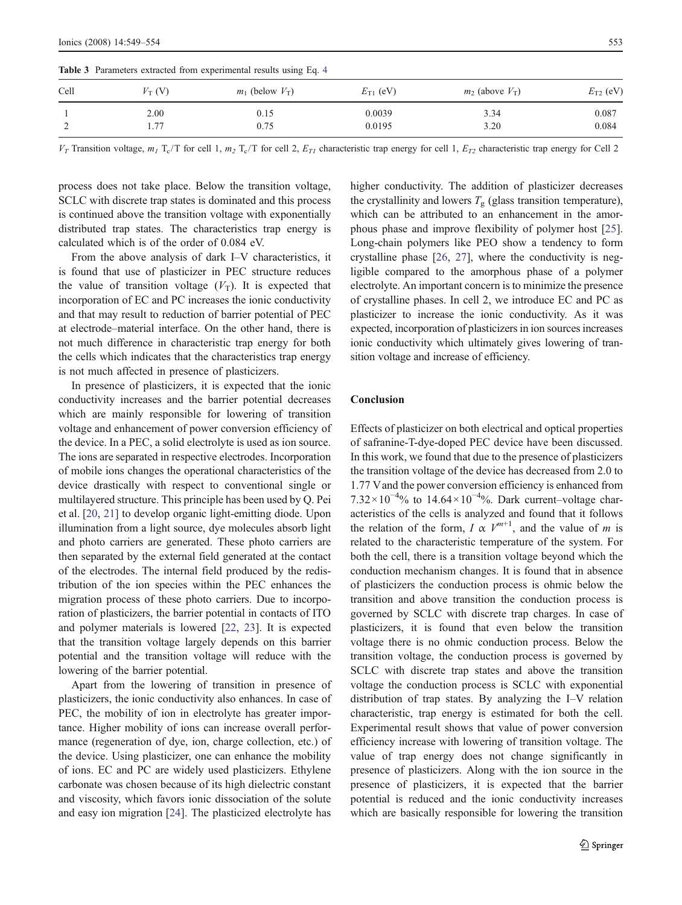**Table 3** Parameters extracted from experimental results using Eq. 4

| Cell | $V_T$ (V) | $m_1$ (below $V_T$) | $E_{T1}$ (eV) | $m_2$ (above $V_T$) | $E_{T2}$ (eV) |
|---|---|---|---|---|---|
| 1 | 2.00 | 0.15 | 0.0039 | 3.34 | 0.087 |
| 2 | 1.77 | 0.75 | 0.0195 | 3.20 | 0.084 |

$V_T$ Transition voltage, $m_1$ $T_c/T$ for cell 1, $m_2$ $T_c/T$ for cell 2, $E_{T1}$ characteristic trap energy for cell 1, $E_{T2}$ characteristic trap energy for Cell 2

process does not take place. Below the transition voltage, SCLC with discrete trap states is dominated and this process is continued above the transition voltage with exponentially distributed trap states. The characteristics trap energy is calculated which is of the order of 0.084 eV.

From the above analysis of dark I–V characteristics, it is found that use of plasticizer in PEC structure reduces the value of transition voltage ($V_T$). It is expected that incorporation of EC and PC increases the ionic conductivity and that may result to reduction of barrier potential of PEC at electrode–material interface. On the other hand, there is not much difference in characteristic trap energy for both the cells which indicates that the characteristics trap energy is not much affected in presence of plasticizers.

In presence of plasticizers, it is expected that the ionic conductivity increases and the barrier potential decreases which are mainly responsible for lowering of transition voltage and enhancement of power conversion efficiency of the device. In a PEC, a solid electrolyte is used as ion source. The ions are separated in respective electrodes. Incorporation of mobile ions changes the operational characteristics of the device drastically with respect to conventional single or multilayered structure. This principle has been used by Q. Pei et al. [20, 21] to develop organic light-emitting diode. Upon illumination from a light source, dye molecules absorb light and photo carriers are generated. These photo carriers are then separated by the external field generated at the contact of the electrodes. The internal field produced by the redistribution of the ion species within the PEC enhances the migration process of these photo carriers. Due to incorporation of plasticizers, the barrier potential in contacts of ITO and polymer materials is lowered [22, 23]. It is expected that the transition voltage largely depends on this barrier potential and the transition voltage will reduce with the lowering of the barrier potential.

Apart from the lowering of transition in presence of plasticizers, the ionic conductivity also enhances. In case of PEC, the mobility of ion in electrolyte has greater importance. Higher mobility of ions can increase overall performance (regeneration of dye, ion, charge collection, etc.) of the device. Using plasticizer, one can enhance the mobility of ions. EC and PC are widely used plasticizers. Ethylene carbonate was chosen because of its high dielectric constant and viscosity, which favors ionic dissociation of the solute and easy ion migration [24]. The plasticized electrolyte has higher conductivity. The addition of plasticizer decreases the crystallinity and lowers $T_g$ (glass transition temperature), which can be attributed to an enhancement in the amorphous phase and improve flexibility of polymer host [25]. Long-chain polymers like PEO show a tendency to form crystalline phase [26, 27], where the conductivity is negligible compared to the amorphous phase of a polymer electrolyte. An important concern is to minimize the presence of crystalline phases. In cell 2, we introduce EC and PC as plasticizer to increase the ionic conductivity. As it was expected, incorporation of plasticizers in ion sources increases ionic conductivity which ultimately gives lowering of transition voltage and increase of efficiency.

## Conclusion

Effects of plasticizer on both electrical and optical properties of safranine-T-dye-doped PEC device have been discussed. In this work, we found that due to the presence of plasticizers the transition voltage of the device has decreased from 2.0 to 1.77 V and the power conversion efficiency is enhanced from $7.32\times10^{-4}$% to $14.64\times10^{-4}$%. Dark current–voltage characteristics of the cells is analyzed and found that it follows the relation of the form, $I \propto V^{m+1}$, and the value of $m$ is related to the characteristic temperature of the system. For both the cell, there is a transition voltage beyond which the conduction mechanism changes. It is found that in absence of plasticizers the conduction process is ohmic below the transition and above transition the conduction process is governed by SCLC with discrete trap charges. In case of plasticizers, it is found that even below the transition voltage there is no ohmic conduction process. Below the transition voltage, the conduction process is governed by SCLC with discrete trap states and above the transition voltage the conduction process is SCLC with exponential distribution of trap states. By analyzing the I–V relation characteristic, trap energy is estimated for both the cell. Experimental result shows that value of power conversion efficiency increase with lowering of transition voltage. The value of trap energy does not change significantly in presence of plasticizers. Along with the ion source in the presence of plasticizers, it is expected that the barrier potential is reduced and the ionic conductivity increases which are basically responsible for lowering the transition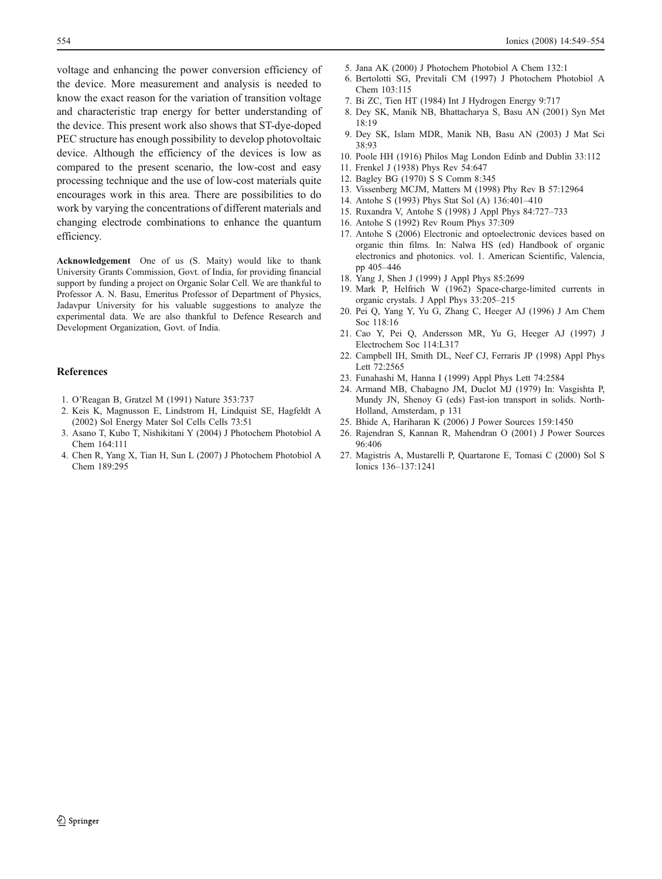voltage and enhancing the power conversion efficiency of the device. More measurement and analysis is needed to know the exact reason for the variation of transition voltage and characteristic trap energy for better understanding of the device. This present work also shows that ST-dye-doped PEC structure has enough possibility to develop photovoltaic device. Although the efficiency of the devices is low as compared to the present scenario, the low-cost and easy processing technique and the use of low-cost materials quite encourages work in this area. There are possibilities to do work by varying the concentrations of different materials and changing electrode combinations to enhance the quantum efficiency.

**Acknowledgement** One of us (S. Maity) would like to thank University Grants Commission, Govt. of India, for providing financial support by funding a project on Organic Solar Cell. We are thankful to Professor A. N. Basu, Emeritus Professor of Department of Physics, Jadavpur University for his valuable suggestions to analyze the experimental data. We are also thankful to Defence Research and Development Organization, Govt. of India.

## References

1. O'Reagan B, Gratzel M (1991) Nature 353:737
2. Keis K, Magnusson E, Lindstrom H, Lindquist SE, Hagfeldt A (2002) Sol Energy Mater Sol Cells Cells 73:51
3. Asano T, Kubo T, Nishikitani Y (2004) J Photochem Photobiol A Chem 164:111
4. Chen R, Yang X, Tian H, Sun L (2007) J Photochem Photobiol A Chem 189:295
5. Jana AK (2000) J Photochem Photobiol A Chem 132:1
6. Bertolotti SG, Previtali CM (1997) J Photochem Photobiol A Chem 103:115
7. Bi ZC, Tien HT (1984) Int J Hydrogen Energy 9:717
8. Dey SK, Manik NB, Bhattacharya S, Basu AN (2001) Syn Met 18:19
9. Dey SK, Islam MDR, Manik NB, Basu AN (2003) J Mat Sci 38:93
10. Poole HH (1916) Philos Mag London Edinb and Dublin 33:112
11. Frenkel J (1938) Phys Rev 54:647
12. Bagley BG (1970) S S Comm 8:345
13. Vissenberg MCJM, Matters M (1998) Phy Rev B 57:12964
14. Antohe S (1993) Phys Stat Sol (A) 136:401–410
15. Ruxandra V, Antohe S (1998) J Appl Phys 84:727–733
16. Antohe S (1992) Rev Roum Phys 37:309
17. Antohe S (2006) Electronic and optoelectronic devices based on organic thin films. In: Nalwa HS (ed) Handbook of organic electronics and photonics. vol. 1. American Scientific, Valencia, pp 405–446
18. Yang J, Shen J (1999) J Appl Phys 85:2699
19. Mark P, Helfrich W (1962) Space-charge-limited currents in organic crystals. J Appl Phys 33:205–215
20. Pei Q, Yang Y, Yu G, Zhang C, Heeger AJ (1996) J Am Chem Soc 118:16
21. Cao Y, Pei Q, Andersson MR, Yu G, Heeger AJ (1997) J Electrochem Soc 114:L317
22. Campbell IH, Smith DL, Neef CJ, Ferraris JP (1998) Appl Phys Lett 72:2565
23. Funahashi M, Hanna I (1999) Appl Phys Lett 74:2584
24. Armand MB, Chabagno JM, Duclot MJ (1979) In: Vasgishta P, Mundy JN, Shenoy G (eds) Fast-ion transport in solids. North-Holland, Amsterdam, p 131
25. Bhide A, Hariharan K (2006) J Power Sources 159:1450
26. Rajendran S, Kannan R, Mahendran O (2001) J Power Sources 96:406
27. Magistris A, Mustarelli P, Quartarone E, Tomasi C (2000) Sol S Ionics 136–137:1241